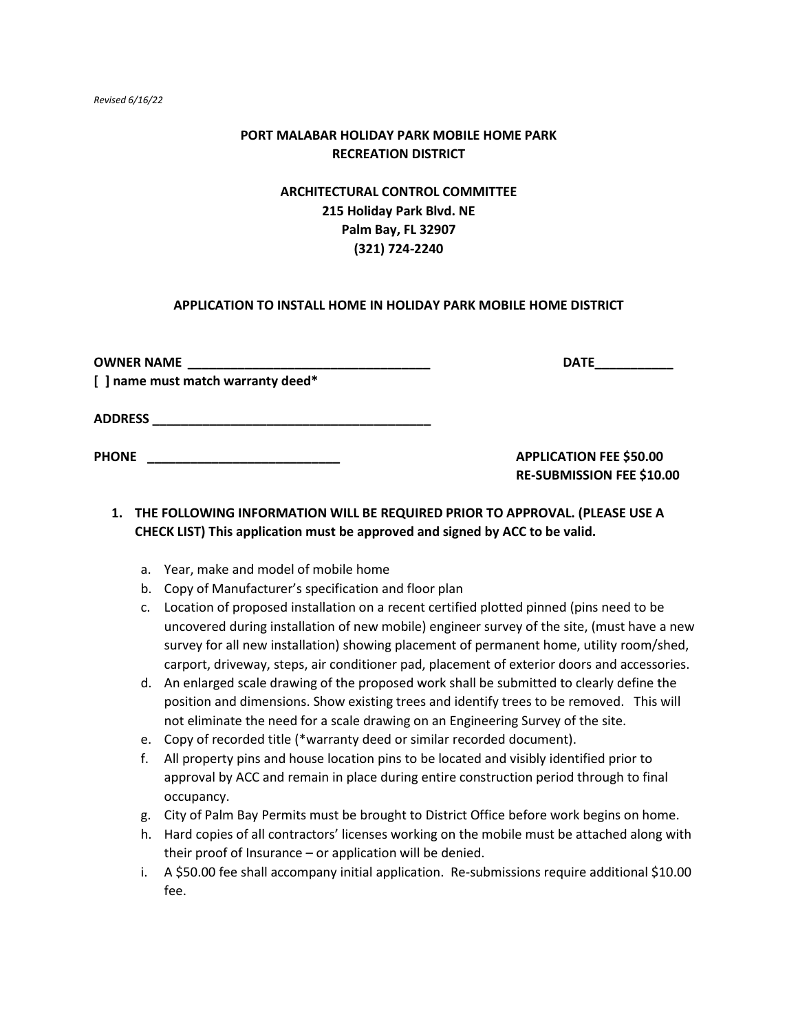*Revised 6/16/22*

**PORT MALABAR HOLIDAY PARK MOBILE HOME PARK**
**RECREATION DISTRICT**

**ARCHITECTURAL CONTROL COMMITTEE**
**215 Holiday Park Blvd. NE**
**Palm Bay, FL 32907**
**(321) 724-2240**

## APPLICATION TO INSTALL HOME IN HOLIDAY PARK MOBILE HOME DISTRICT

**OWNER NAME** __________________________________ **DATE**___________
**[ ] name must match warranty deed***

**ADDRESS** _______________________________________

**PHONE** __________________________

**APPLICATION FEE $50.00**
**RE-SUBMISSION FEE $10.00**

1. **THE FOLLOWING INFORMATION WILL BE REQUIRED PRIOR TO APPROVAL. (PLEASE USE A CHECK LIST) This application must be approved and signed by ACC to be valid.**

   a. Year, make and model of mobile home
   b. Copy of Manufacturer's specification and floor plan
   c. Location of proposed installation on a recent certified plotted pinned (pins need to be uncovered during installation of new mobile) engineer survey of the site, (must have a new survey for all new installation) showing placement of permanent home, utility room/shed, carport, driveway, steps, air conditioner pad, placement of exterior doors and accessories.
   d. An enlarged scale drawing of the proposed work shall be submitted to clearly define the position and dimensions. Show existing trees and identify trees to be removed. This will not eliminate the need for a scale drawing on an Engineering Survey of the site.
   e. Copy of recorded title (*warranty deed or similar recorded document).
   f. All property pins and house location pins to be located and visibly identified prior to approval by ACC and remain in place during entire construction period through to final occupancy.
   g. City of Palm Bay Permits must be brought to District Office before work begins on home.
   h. Hard copies of all contractors' licenses working on the mobile must be attached along with their proof of Insurance – or application will be denied.
   i. A $50.00 fee shall accompany initial application. Re-submissions require additional $10.00 fee.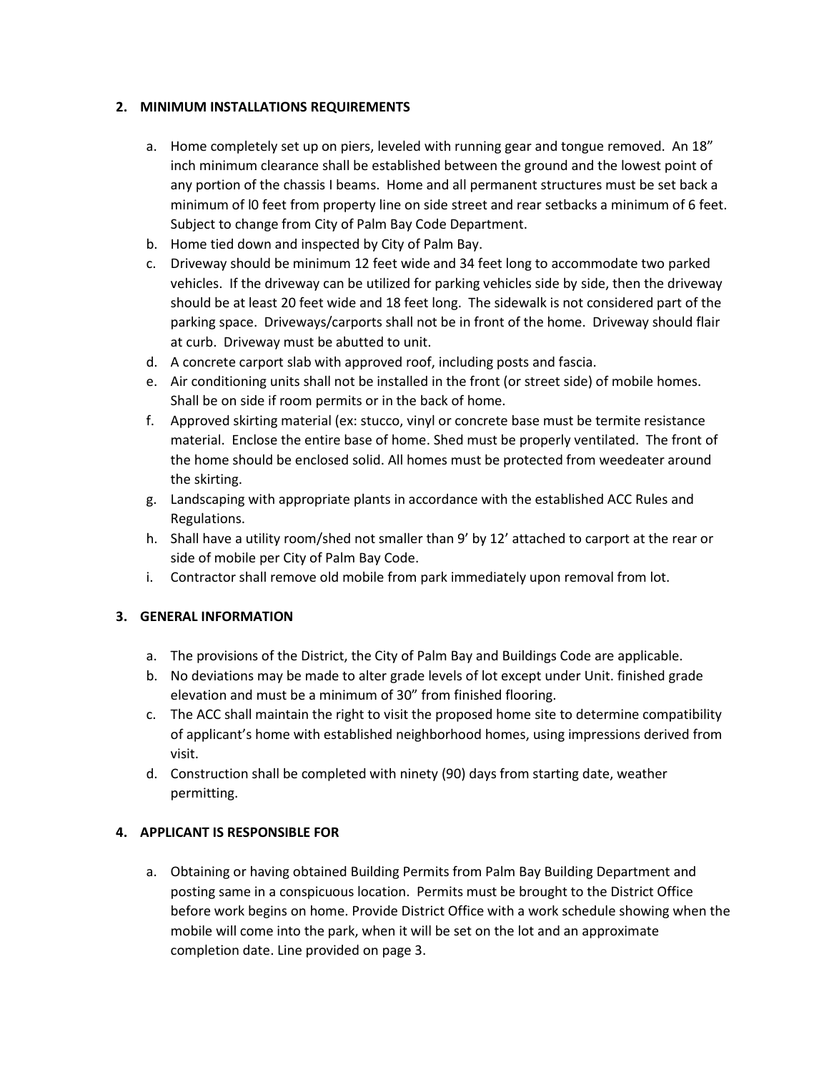**2. MINIMUM INSTALLATIONS REQUIREMENTS**

a. Home completely set up on piers, leveled with running gear and tongue removed. An 18" inch minimum clearance shall be established between the ground and the lowest point of any portion of the chassis I beams. Home and all permanent structures must be set back a minimum of l0 feet from property line on side street and rear setbacks a minimum of 6 feet. Subject to change from City of Palm Bay Code Department.
b. Home tied down and inspected by City of Palm Bay.
c. Driveway should be minimum 12 feet wide and 34 feet long to accommodate two parked vehicles. If the driveway can be utilized for parking vehicles side by side, then the driveway should be at least 20 feet wide and 18 feet long. The sidewalk is not considered part of the parking space. Driveways/carports shall not be in front of the home. Driveway should flair at curb. Driveway must be abutted to unit.
d. A concrete carport slab with approved roof, including posts and fascia.
e. Air conditioning units shall not be installed in the front (or street side) of mobile homes. Shall be on side if room permits or in the back of home.
f. Approved skirting material (ex: stucco, vinyl or concrete base must be termite resistance material. Enclose the entire base of home. Shed must be properly ventilated. The front of the home should be enclosed solid. All homes must be protected from weedeater around the skirting.
g. Landscaping with appropriate plants in accordance with the established ACC Rules and Regulations.
h. Shall have a utility room/shed not smaller than 9' by 12' attached to carport at the rear or side of mobile per City of Palm Bay Code.
i. Contractor shall remove old mobile from park immediately upon removal from lot.

**3. GENERAL INFORMATION**

a. The provisions of the District, the City of Palm Bay and Buildings Code are applicable.
b. No deviations may be made to alter grade levels of lot except under Unit. finished grade elevation and must be a minimum of 30" from finished flooring.
c. The ACC shall maintain the right to visit the proposed home site to determine compatibility of applicant's home with established neighborhood homes, using impressions derived from visit.
d. Construction shall be completed with ninety (90) days from starting date, weather permitting.

**4. APPLICANT IS RESPONSIBLE FOR**

a. Obtaining or having obtained Building Permits from Palm Bay Building Department and posting same in a conspicuous location. Permits must be brought to the District Office before work begins on home. Provide District Office with a work schedule showing when the mobile will come into the park, when it will be set on the lot and an approximate completion date. Line provided on page 3.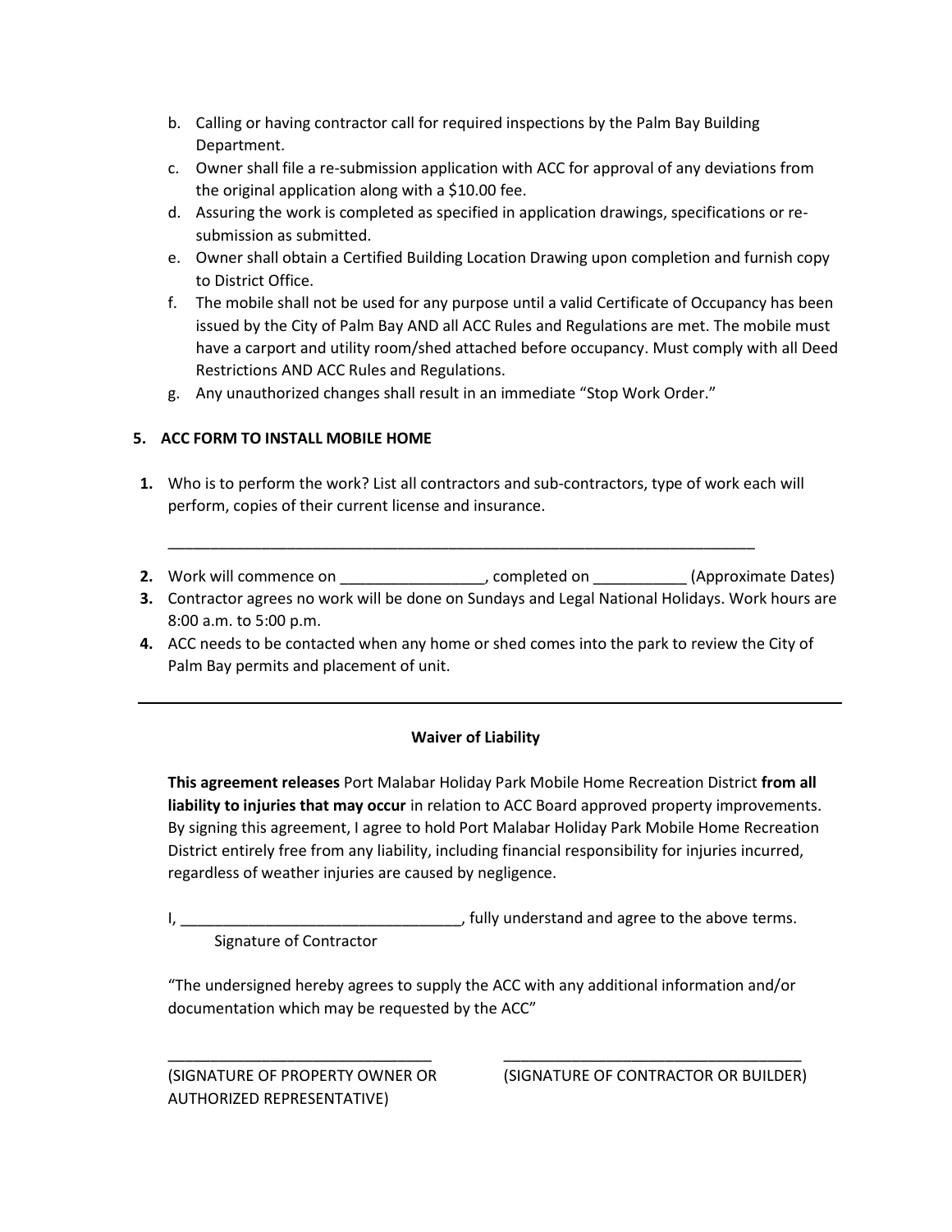b. Calling or having contractor call for required inspections by the Palm Bay Building Department.
c. Owner shall file a re-submission application with ACC for approval of any deviations from the original application along with a $10.00 fee.
d. Assuring the work is completed as specified in application drawings, specifications or re-submission as submitted.
e. Owner shall obtain a Certified Building Location Drawing upon completion and furnish copy to District Office.
f. The mobile shall not be used for any purpose until a valid Certificate of Occupancy has been issued by the City of Palm Bay AND all ACC Rules and Regulations are met. The mobile must have a carport and utility room/shed attached before occupancy. Must comply with all Deed Restrictions AND ACC Rules and Regulations.
g. Any unauthorized changes shall result in an immediate "Stop Work Order."

**5. ACC FORM TO INSTALL MOBILE HOME**

**1.** Who is to perform the work? List all contractors and sub-contractors, type of work each will perform, copies of their current license and insurance.

________________________________________________________________________

**2.** Work will commence on _________________, completed on ___________ (Approximate Dates)

**3.** Contractor agrees no work will be done on Sundays and Legal National Holidays. Work hours are 8:00 a.m. to 5:00 p.m.

**4.** ACC needs to be contacted when any home or shed comes into the park to review the City of Palm Bay permits and placement of unit.

---

**Waiver of Liability**

**This agreement releases** Port Malabar Holiday Park Mobile Home Recreation District **from all liability to injuries that may occur** in relation to ACC Board approved property improvements. By signing this agreement, I agree to hold Port Malabar Holiday Park Mobile Home Recreation District entirely free from any liability, including financial responsibility for injuries incurred, regardless of weather injuries are caused by negligence.

I, _________________________________, fully understand and agree to the above terms.
Signature of Contractor

"The undersigned hereby agrees to supply the ACC with any additional information and/or documentation which may be requested by the ACC"

_______________________________ (SIGNATURE OF PROPERTY OWNER OR AUTHORIZED REPRESENTATIVE)

____________________________________ (SIGNATURE OF CONTRACTOR OR BUILDER)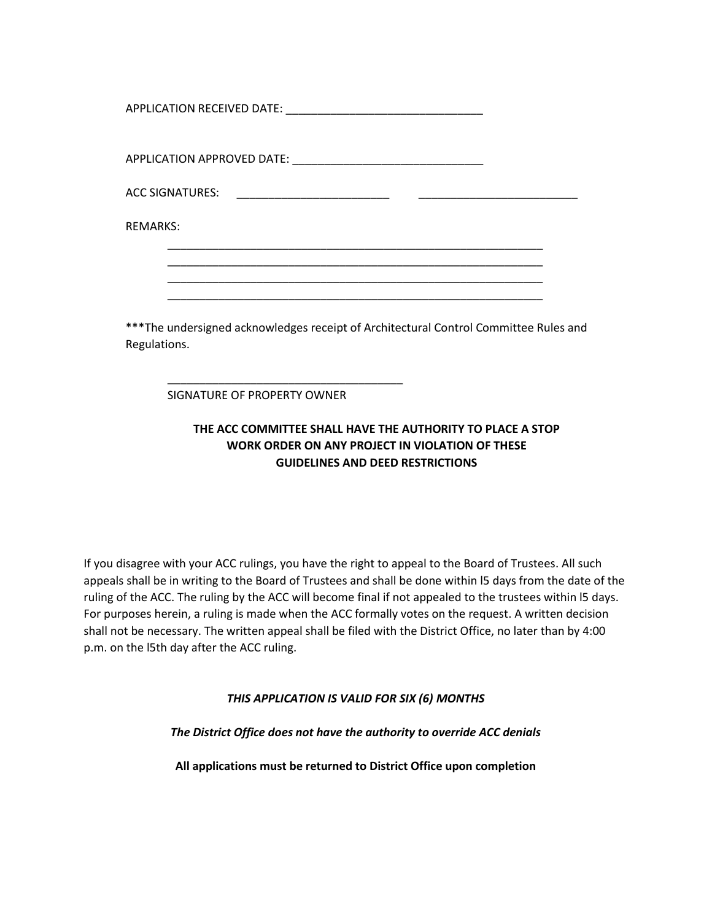APPLICATION RECEIVED DATE: ______________________________

APPLICATION APPROVED DATE: ______________________________

ACC SIGNATURES: ________________________  ________________________

REMARKS:

____________________________________________________________
____________________________________________________________
____________________________________________________________
____________________________________________________________

***The undersigned acknowledges receipt of Architectural Control Committee Rules and Regulations.

____________________________________

SIGNATURE OF PROPERTY OWNER

**THE ACC COMMITTEE SHALL HAVE THE AUTHORITY TO PLACE A STOP WORK ORDER ON ANY PROJECT IN VIOLATION OF THESE GUIDELINES AND DEED RESTRICTIONS**

If you disagree with your ACC rulings, you have the right to appeal to the Board of Trustees. All such appeals shall be in writing to the Board of Trustees and shall be done within l5 days from the date of the ruling of the ACC. The ruling by the ACC will become final if not appealed to the trustees within l5 days. For purposes herein, a ruling is made when the ACC formally votes on the request. A written decision shall not be necessary. The written appeal shall be filed with the District Office, no later than by 4:00 p.m. on the l5th day after the ACC ruling.

***THIS APPLICATION IS VALID FOR SIX (6) MONTHS***

***The District Office does not have the authority to override ACC denials***

**All applications must be returned to District Office upon completion**